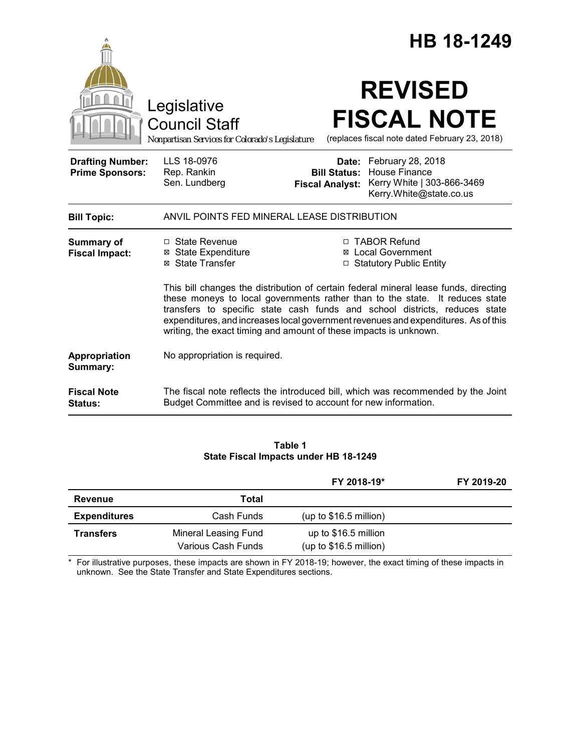# HB 18-1249

Legislative Council Staff

*Nonpartisan Services for Colorado's Legislature*

# REVISED FISCAL NOTE

(replaces fiscal note dated February 23, 2018)

| | | | |
|---|---|---|---|
| **Drafting Number:** | LLS 18-0976 | **Date:** | February 28, 2018 |
| **Prime Sponsors:** | Rep. Rankin<br>Sen. Lundberg | **Bill Status:** | House Finance |
| | | **Fiscal Analyst:** | Kerry White \| 303-866-3469<br>Kerry.White@state.co.us |

**Bill Topic:** ANVIL POINTS FED MINERAL LEASE DISTRIBUTION

**Summary of Fiscal Impact:**

- ☐ State Revenue
- ☒ State Expenditure
- ☒ State Transfer
- ☐ TABOR Refund
- ☒ Local Government
- ☐ Statutory Public Entity

This bill changes the distribution of certain federal mineral lease funds, directing these moneys to local governments rather than to the state. It reduces state transfers to specific state cash funds and school districts, reduces state expenditures, and increases local government revenues and expenditures. As of this writing, the exact timing and amount of these impacts is unknown.

**Appropriation Summary:** No appropriation is required.

**Fiscal Note Status:** The fiscal note reflects the introduced bill, which was recommended by the Joint Budget Committee and is revised to account for new information.

**Table 1**
**State Fiscal Impacts under HB 18-1249**

| | | FY 2018-19* | FY 2019-20 |
|---|---|---|---|
| **Revenue** | **Total** | | |
| **Expenditures** | Cash Funds | (up to $16.5 million) | |
| **Transfers** | Mineral Leasing Fund<br>Various Cash Funds | up to $16.5 million<br>(up to $16.5 million) | |

\* For illustrative purposes, these impacts are shown in FY 2018-19; however, the exact timing of these impacts in unknown. See the State Transfer and State Expenditures sections.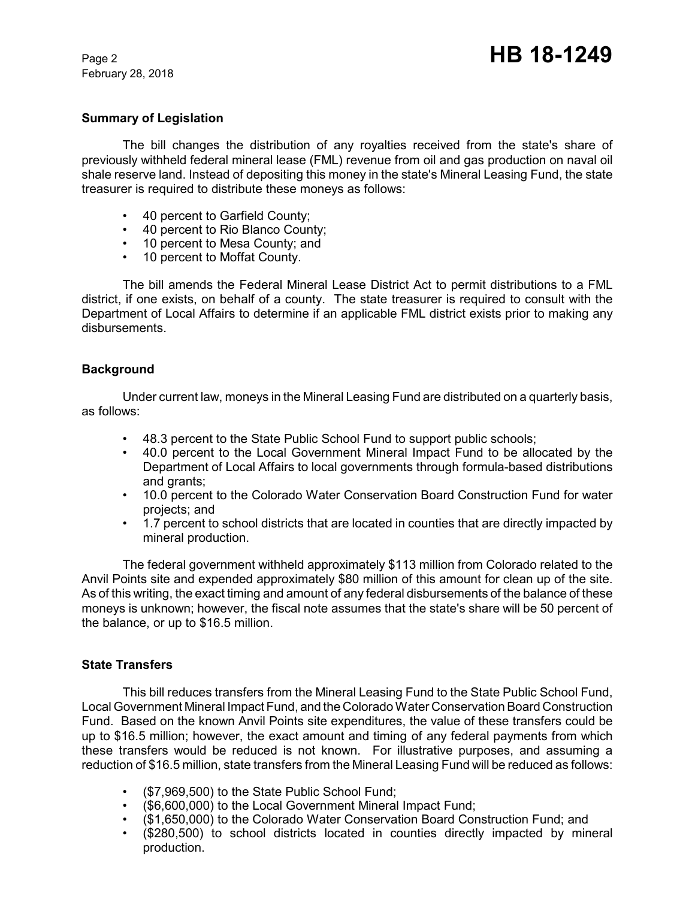### Summary of Legislation

The bill changes the distribution of any royalties received from the state's share of previously withheld federal mineral lease (FML) revenue from oil and gas production on naval oil shale reserve land. Instead of depositing this money in the state's Mineral Leasing Fund, the state treasurer is required to distribute these moneys as follows:

- 40 percent to Garfield County;
- 40 percent to Rio Blanco County;
- 10 percent to Mesa County; and
- 10 percent to Moffat County.

The bill amends the Federal Mineral Lease District Act to permit distributions to a FML district, if one exists, on behalf of a county. The state treasurer is required to consult with the Department of Local Affairs to determine if an applicable FML district exists prior to making any disbursements.

### Background

Under current law, moneys in the Mineral Leasing Fund are distributed on a quarterly basis, as follows:

- 48.3 percent to the State Public School Fund to support public schools;
- 40.0 percent to the Local Government Mineral Impact Fund to be allocated by the Department of Local Affairs to local governments through formula-based distributions and grants;
- 10.0 percent to the Colorado Water Conservation Board Construction Fund for water projects; and
- 1.7 percent to school districts that are located in counties that are directly impacted by mineral production.

The federal government withheld approximately $113 million from Colorado related to the Anvil Points site and expended approximately $80 million of this amount for clean up of the site. As of this writing, the exact timing and amount of any federal disbursements of the balance of these moneys is unknown; however, the fiscal note assumes that the state's share will be 50 percent of the balance, or up to $16.5 million.

### State Transfers

This bill reduces transfers from the Mineral Leasing Fund to the State Public School Fund, Local Government Mineral Impact Fund, and the Colorado Water Conservation Board Construction Fund. Based on the known Anvil Points site expenditures, the value of these transfers could be up to $16.5 million; however, the exact amount and timing of any federal payments from which these transfers would be reduced is not known. For illustrative purposes, and assuming a reduction of $16.5 million, state transfers from the Mineral Leasing Fund will be reduced as follows:

- ($7,969,500) to the State Public School Fund;
- ($6,600,000) to the Local Government Mineral Impact Fund;
- ($1,650,000) to the Colorado Water Conservation Board Construction Fund; and
- ($280,500) to school districts located in counties directly impacted by mineral production.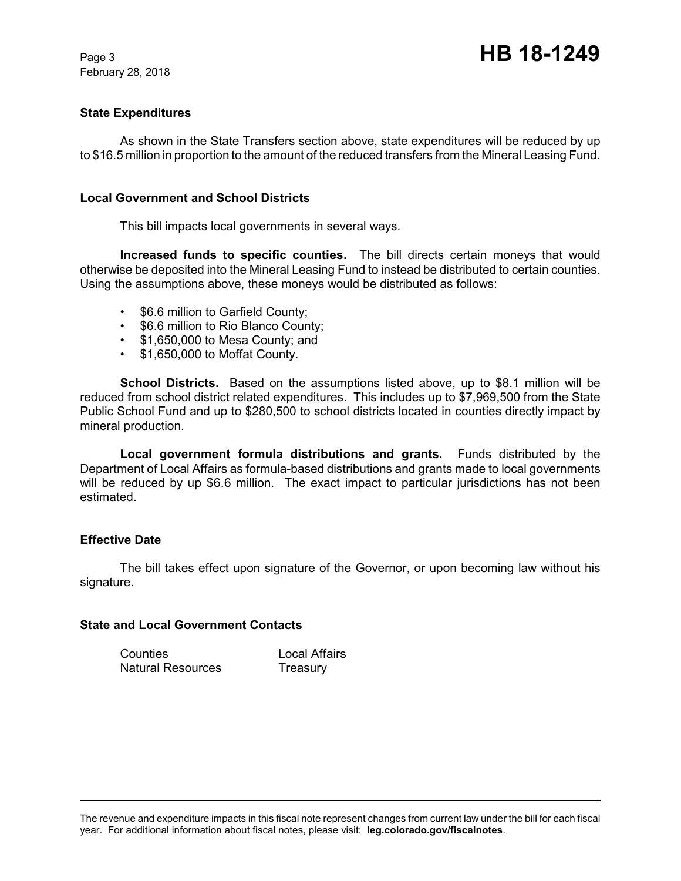### State Expenditures

As shown in the State Transfers section above, state expenditures will be reduced by up to $16.5 million in proportion to the amount of the reduced transfers from the Mineral Leasing Fund.

### Local Government and School Districts

This bill impacts local governments in several ways.

**Increased funds to specific counties.** The bill directs certain moneys that would otherwise be deposited into the Mineral Leasing Fund to instead be distributed to certain counties. Using the assumptions above, these moneys would be distributed as follows:

- $6.6 million to Garfield County;
- $6.6 million to Rio Blanco County;
- $1,650,000 to Mesa County; and
- $1,650,000 to Moffat County.

**School Districts.** Based on the assumptions listed above, up to $8.1 million will be reduced from school district related expenditures. This includes up to $7,969,500 from the State Public School Fund and up to $280,500 to school districts located in counties directly impact by mineral production.

**Local government formula distributions and grants.** Funds distributed by the Department of Local Affairs as formula-based distributions and grants made to local governments will be reduced by up $6.6 million. The exact impact to particular jurisdictions has not been estimated.

### Effective Date

The bill takes effect upon signature of the Governor, or upon becoming law without his signature.

### State and Local Government Contacts

| | |
|---|---|
| Counties | Local Affairs |
| Natural Resources | Treasury |

The revenue and expenditure impacts in this fiscal note represent changes from current law under the bill for each fiscal year. For additional information about fiscal notes, please visit: **leg.colorado.gov/fiscalnotes**.